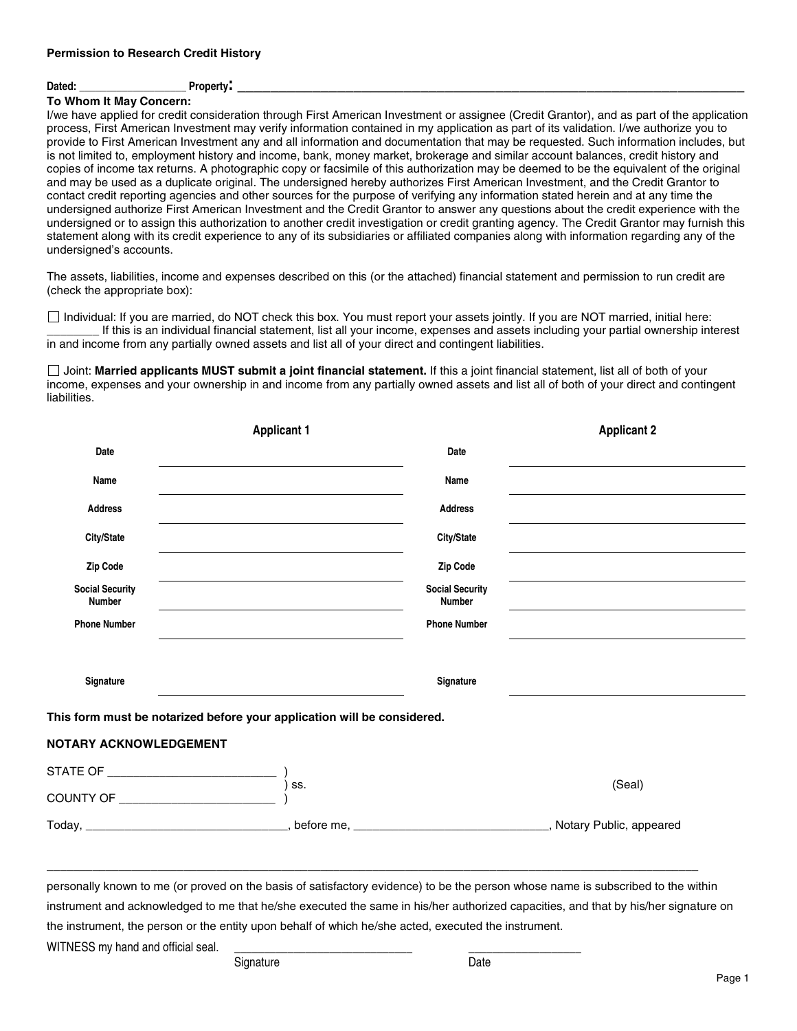# Permission to Research Credit History

**Dated:** _________________ **Property:** ___________________________________________________________________________________

**To Whom It May Concern:**

I/we have applied for credit consideration through First American Investment or assignee (Credit Grantor), and as part of the application process, First American Investment may verify information contained in my application as part of its validation. I/we authorize you to provide to First American Investment any and all information and documentation that may be requested. Such information includes, but is not limited to, employment history and income, bank, money market, brokerage and similar account balances, credit history and copies of income tax returns. A photographic copy or facsimile of this authorization may be deemed to be the equivalent of the original and may be used as a duplicate original. The undersigned hereby authorizes First American Investment, and the Credit Grantor to contact credit reporting agencies and other sources for the purpose of verifying any information stated herein and at any time the undersigned authorize First American Investment and the Credit Grantor to answer any questions about the credit experience with the undersigned or to assign this authorization to another credit investigation or credit granting agency. The Credit Grantor may furnish this statement along with its credit experience to any of its subsidiaries or affiliated companies along with information regarding any of the undersigned's accounts.

The assets, liabilities, income and expenses described on this (or the attached) financial statement and permission to run credit are (check the appropriate box):

☐ Individual: If you are married, do NOT check this box. You must report your assets jointly. If you are NOT married, initial here: ________ If this is an individual financial statement, list all your income, expenses and assets including your partial ownership interest in and income from any partially owned assets and list all of your direct and contingent liabilities.

☐ Joint: **Married applicants MUST submit a joint financial statement.** If this a joint financial statement, list all of both of your income, expenses and your ownership in and income from any partially owned assets and list all of both of your direct and contingent liabilities.

| | Applicant 1 | | Applicant 2 |
|---|---|---|---|
| Date | | Date | |
| Name | | Name | |
| Address | | Address | |
| City/State | | City/State | |
| Zip Code | | Zip Code | |
| Social Security Number | | Social Security Number | |
| Phone Number | | Phone Number | |
| Signature | | Signature | |

**This form must be notarized before your application will be considered.**

**NOTARY ACKNOWLEDGEMENT**

STATE OF _________________________ )
) ss. (Seal)
COUNTY OF _______________________ )

Today, ______________________________, before me, _____________________________, Notary Public, appeared

_____________________________________________________________________________________________

personally known to me (or proved on the basis of satisfactory evidence) to be the person whose name is subscribed to the within instrument and acknowledged to me that he/she executed the same in his/her authorized capacities, and that by his/her signature on the instrument, the person or the entity upon behalf of which he/she acted, executed the instrument.

WITNESS my hand and official seal. ____________________________ _________________

Signature Date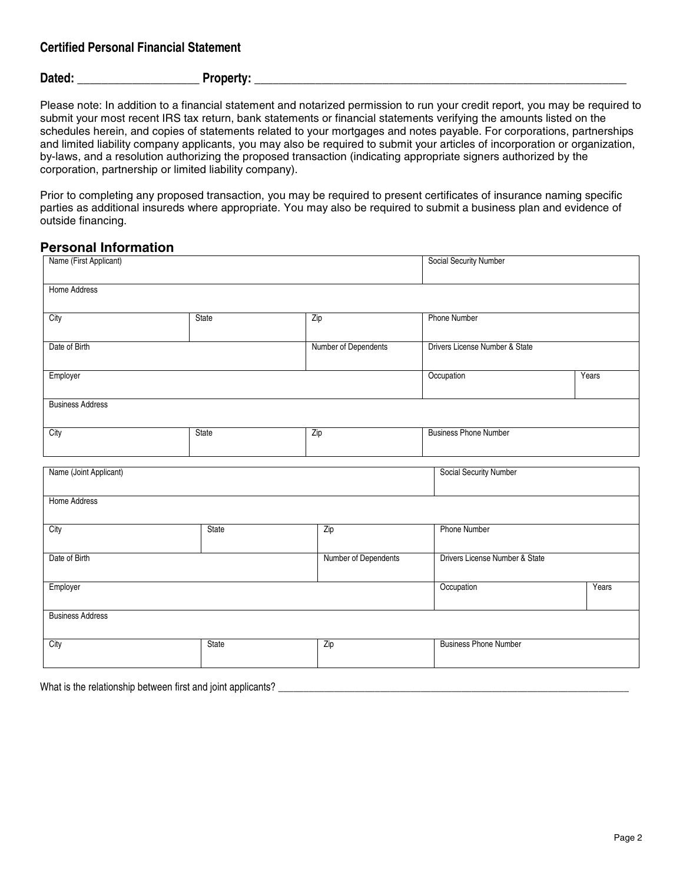## Certified Personal Financial Statement

**Dated:** ___________________ **Property:** ______________________________________________________________

Please note: In addition to a financial statement and notarized permission to run your credit report, you may be required to submit your most recent IRS tax return, bank statements or financial statements verifying the amounts listed on the schedules herein, and copies of statements related to your mortgages and notes payable. For corporations, partnerships and limited liability company applicants, you may also be required to submit your articles of incorporation or organization, by-laws, and a resolution authorizing the proposed transaction (indicating appropriate signers authorized by the corporation, partnership or limited liability company).

Prior to completing any proposed transaction, you may be required to present certificates of insurance naming specific parties as additional insureds where appropriate. You may also be required to submit a business plan and evidence of outside financing.

## Personal Information

| Name (First Applicant) | | | Social Security Number | |
|---|---|---|---|---|
| Home Address | | | | |
| City | State | Zip | Phone Number | |
| Date of Birth | | Number of Dependents | Drivers License Number & State | |
| Employer | | | Occupation | Years |
| Business Address | | | | |
| City | State | Zip | Business Phone Number | |

| Name (Joint Applicant) | | | Social Security Number | |
|---|---|---|---|---|
| Home Address | | | | |
| City | State | Zip | Phone Number | |
| Date of Birth | | Number of Dependents | Drivers License Number & State | |
| Employer | | | Occupation | Years |
| Business Address | | | | |
| City | State | Zip | Business Phone Number | |

What is the relationship between first and joint applicants? ______________________________________________________________________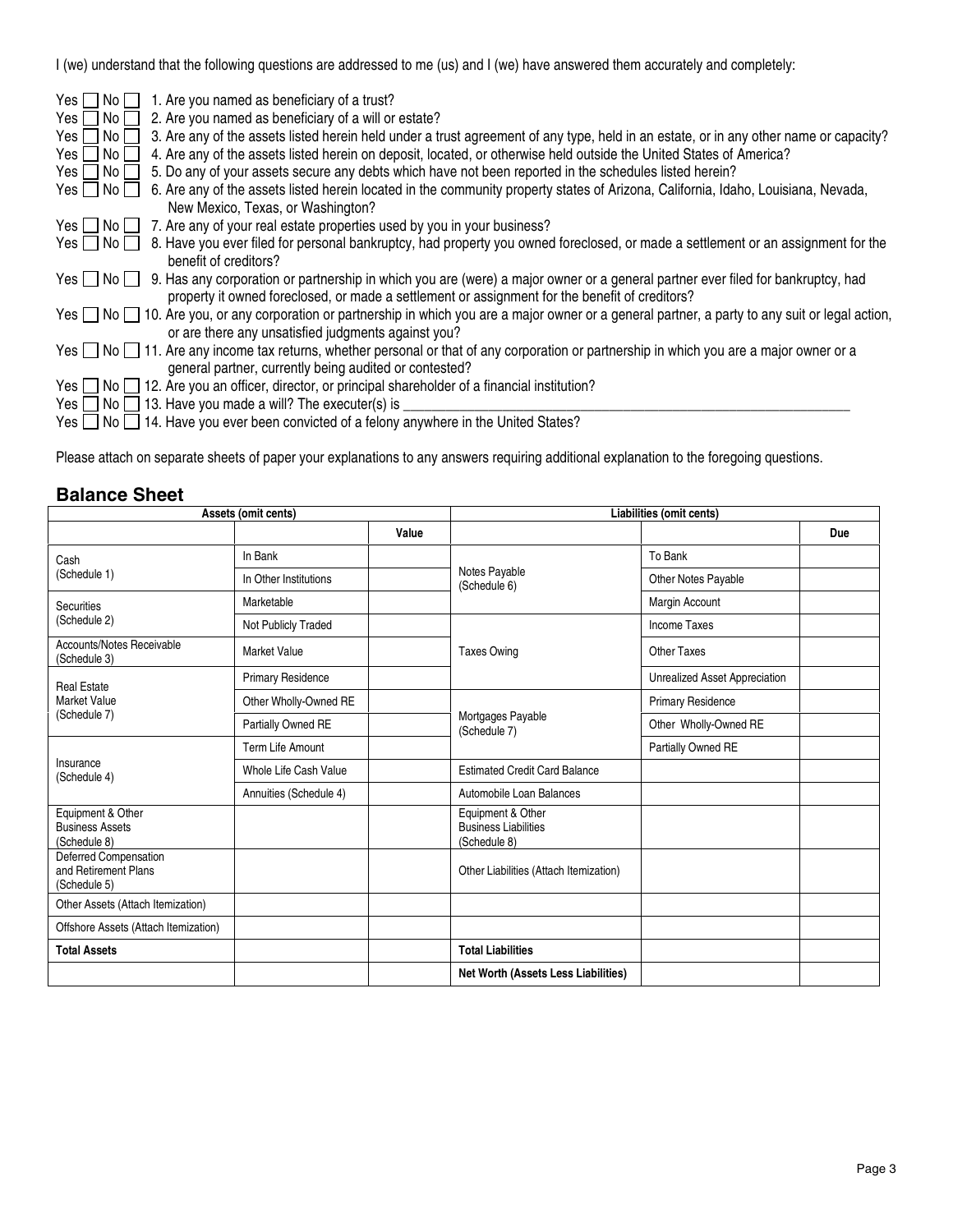I (we) understand that the following questions are addressed to me (us) and I (we) have answered them accurately and completely:

- Yes ☐ No ☐ 1. Are you named as beneficiary of a trust?
- Yes ☐ No ☐ 2. Are you named as beneficiary of a will or estate?
- Yes ☐ No ☐ 3. Are any of the assets listed herein held under a trust agreement of any type, held in an estate, or in any other name or capacity?
- Yes ☐ No ☐ 4. Are any of the assets listed herein on deposit, located, or otherwise held outside the United States of America?
- Yes ☐ No ☐ 5. Do any of your assets secure any debts which have not been reported in the schedules listed herein?
- Yes ☐ No ☐ 6. Are any of the assets listed herein located in the community property states of Arizona, California, Idaho, Louisiana, Nevada, New Mexico, Texas, or Washington?
- Yes ☐ No ☐ 7. Are any of your real estate properties used by you in your business?
- Yes ☐ No ☐ 8. Have you ever filed for personal bankruptcy, had property you owned foreclosed, or made a settlement or an assignment for the benefit of creditors?
- Yes ☐ No ☐ 9. Has any corporation or partnership in which you are (were) a major owner or a general partner ever filed for bankruptcy, had property it owned foreclosed, or made a settlement or assignment for the benefit of creditors?
- Yes ☐ No ☐ 10. Are you, or any corporation or partnership in which you are a major owner or a general partner, a party to any suit or legal action, or are there any unsatisfied judgments against you?
- Yes ☐ No ☐ 11. Are any income tax returns, whether personal or that of any corporation or partnership in which you are a major owner or a general partner, currently being audited or contested?
- Yes ☐ No ☐ 12. Are you an officer, director, or principal shareholder of a financial institution?
- Yes ☐ No ☐ 13. Have you made a will? The executer(s) is ________________________________________________
- Yes ☐ No ☐ 14. Have you ever been convicted of a felony anywhere in the United States?

Please attach on separate sheets of paper your explanations to any answers requiring additional explanation to the foregoing questions.

## Balance Sheet

| Assets (omit cents) | | | Liabilities (omit cents) | | |
|---|---|---|---|---|---|
| | | Value | | | Due |
| Cash (Schedule 1) | In Bank | | Notes Payable (Schedule 6) | To Bank | |
| | In Other Institutions | | | Other Notes Payable | |
| Securities (Schedule 2) | Marketable | | | Margin Account | |
| | Not Publicly Traded | | Taxes Owing | Income Taxes | |
| Accounts/Notes Receivable (Schedule 3) | Market Value | | | Other Taxes | |
| Real Estate Market Value (Schedule 7) | Primary Residence | | | Unrealized Asset Appreciation | |
| | Other Wholly-Owned RE | | Mortgages Payable (Schedule 7) | Primary Residence | |
| | Partially Owned RE | | | Other Wholly-Owned RE | |
| Insurance (Schedule 4) | Term Life Amount | | | Partially Owned RE | |
| | Whole Life Cash Value | | Estimated Credit Card Balance | | |
| | Annuities (Schedule 4) | | Automobile Loan Balances | | |
| Equipment & Other Business Assets (Schedule 8) | | | Equipment & Other Business Liabilities (Schedule 8) | | |
| Deferred Compensation and Retirement Plans (Schedule 5) | | | Other Liabilities (Attach Itemization) | | |
| Other Assets (Attach Itemization) | | | | | |
| Offshore Assets (Attach Itemization) | | | | | |
| **Total Assets** | | | **Total Liabilities** | | |
| | | | **Net Worth (Assets Less Liabilities)** | | |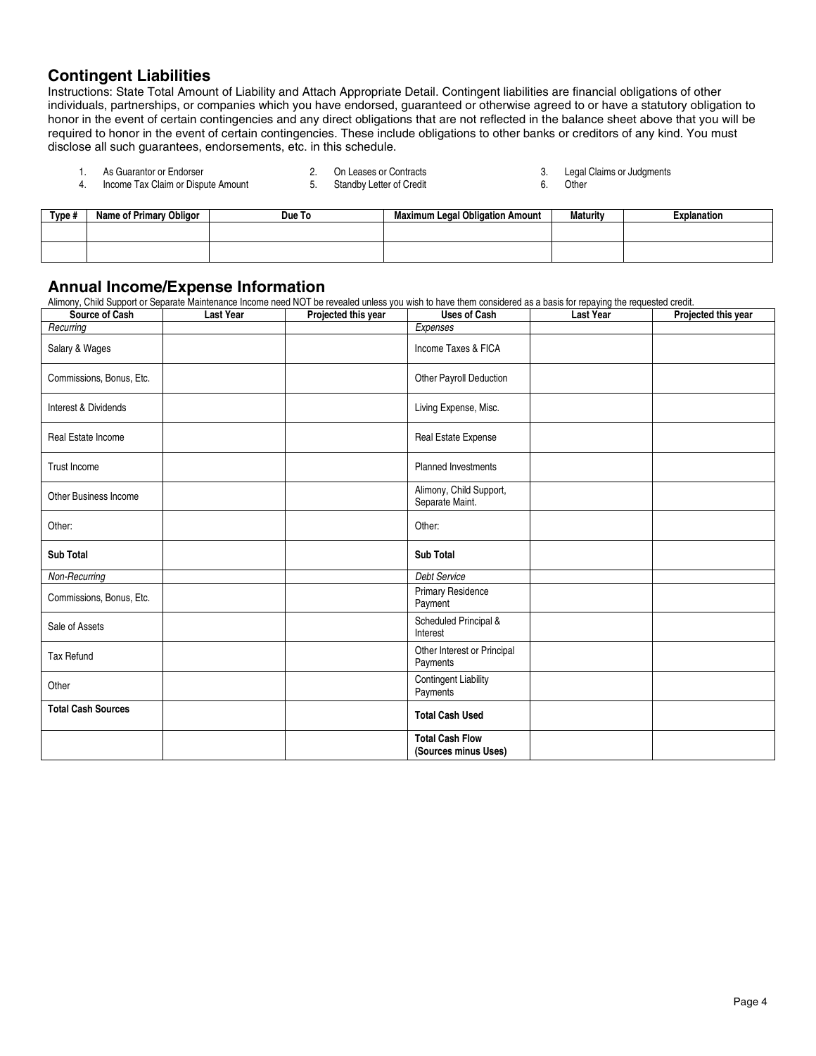## Contingent Liabilities

Instructions: State Total Amount of Liability and Attach Appropriate Detail. Contingent liabilities are financial obligations of other individuals, partnerships, or companies which you have endorsed, guaranteed or otherwise agreed to or have a statutory obligation to honor in the event of certain contingencies and any direct obligations that are not reflected in the balance sheet above that you will be required to honor in the event of certain contingencies. These include obligations to other banks or creditors of any kind. You must disclose all such guarantees, endorsements, etc. in this schedule.

1. As Guarantor or Endorser
2. On Leases or Contracts
3. Legal Claims or Judgments
4. Income Tax Claim or Dispute Amount
5. Standby Letter of Credit
6. Other

| Type # | Name of Primary Obligor | Due To | Maximum Legal Obligation Amount | Maturity | Explanation |
|---|---|---|---|---|---|
| | | | | | |
| | | | | | |

## Annual Income/Expense Information

Alimony, Child Support or Separate Maintenance Income need NOT be revealed unless you wish to have them considered as a basis for repaying the requested credit.

| Source of Cash | Last Year | Projected this year | Uses of Cash | Last Year | Projected this year |
|---|---|---|---|---|---|
| *Recurring* | | | *Expenses* | | |
| Salary & Wages | | | Income Taxes & FICA | | |
| Commissions, Bonus, Etc. | | | Other Payroll Deduction | | |
| Interest & Dividends | | | Living Expense, Misc. | | |
| Real Estate Income | | | Real Estate Expense | | |
| Trust Income | | | Planned Investments | | |
| Other Business Income | | | Alimony, Child Support, Separate Maint. | | |
| Other: | | | Other: | | |
| **Sub Total** | | | **Sub Total** | | |
| *Non-Recurring* | | | *Debt Service* | | |
| Commissions, Bonus, Etc. | | | Primary Residence Payment | | |
| Sale of Assets | | | Scheduled Principal & Interest | | |
| Tax Refund | | | Other Interest or Principal Payments | | |
| Other | | | Contingent Liability Payments | | |
| **Total Cash Sources** | | | **Total Cash Used** | | |
| | | | **Total Cash Flow (Sources minus Uses)** | | |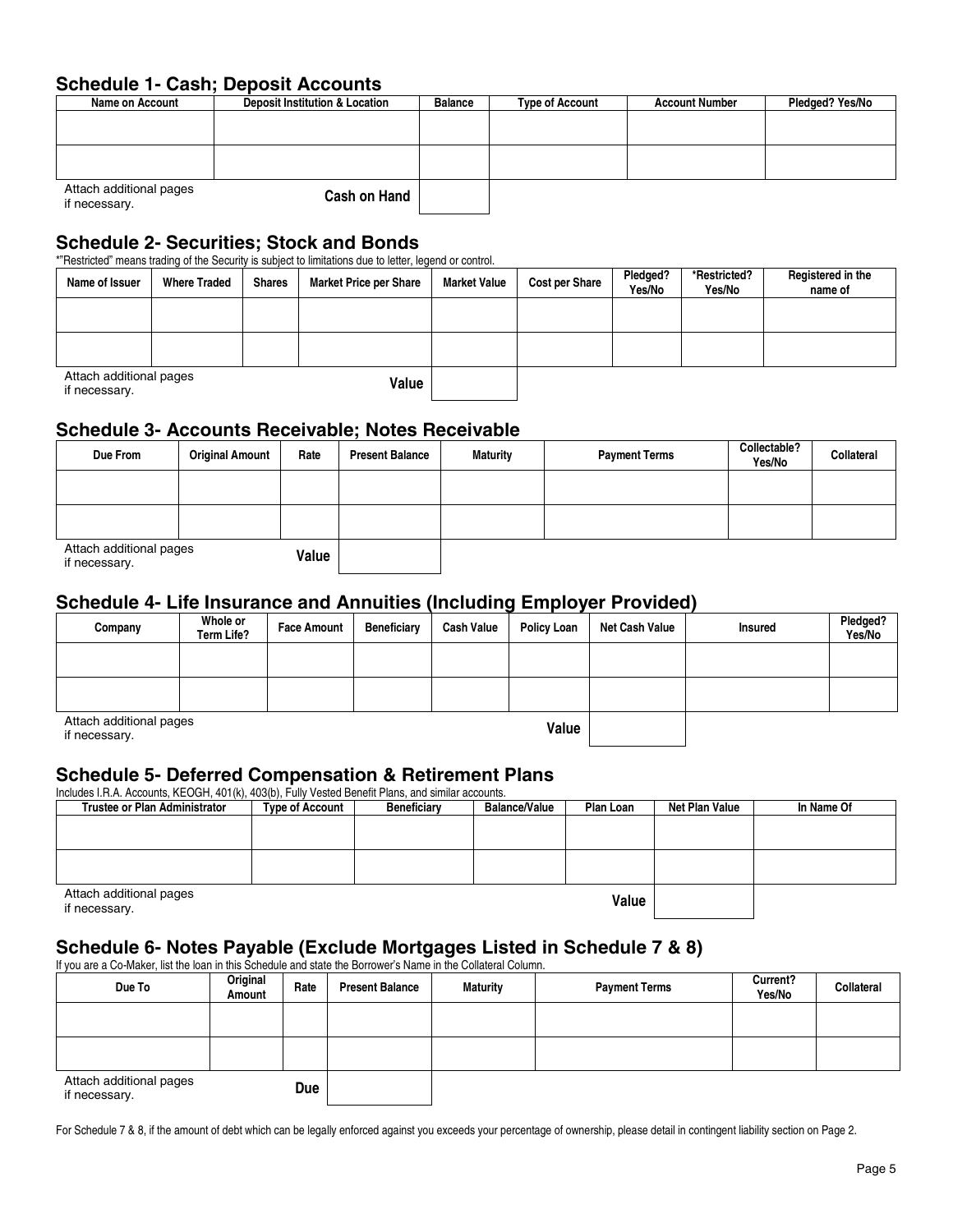## Schedule 1- Cash; Deposit Accounts

| Name on Account | Deposit Institution & Location | Balance | Type of Account | Account Number | Pledged? Yes/No |
|---|---|---|---|---|---|
| | | | | | |
| | | | | | |

Attach additional pages if necessary. **Cash on Hand** ______

## Schedule 2- Securities; Stock and Bonds

*"Restricted" means trading of the Security is subject to limitations due to letter, legend or control.

| Name of Issuer | Where Traded | Shares | Market Price per Share | Market Value | Cost per Share | Pledged? Yes/No | *Restricted? Yes/No | Registered in the name of |
|---|---|---|---|---|---|---|---|---|
| | | | | | | | | |
| | | | | | | | | |

Attach additional pages if necessary. **Value** ______

## Schedule 3- Accounts Receivable; Notes Receivable

| Due From | Original Amount | Rate | Present Balance | Maturity | Payment Terms | Collectable? Yes/No | Collateral |
|---|---|---|---|---|---|---|---|
| | | | | | | | |
| | | | | | | | |

Attach additional pages if necessary. **Value** ______

## Schedule 4- Life Insurance and Annuities (Including Employer Provided)

| Company | Whole or Term Life? | Face Amount | Beneficiary | Cash Value | Policy Loan | Net Cash Value | Insured | Pledged? Yes/No |
|---|---|---|---|---|---|---|---|---|
| | | | | | | | | |
| | | | | | | | | |

Attach additional pages if necessary. **Value** ______

## Schedule 5- Deferred Compensation & Retirement Plans

Includes I.R.A. Accounts, KEOGH, 401(k), 403(b), Fully Vested Benefit Plans, and similar accounts.

| Trustee or Plan Administrator | Type of Account | Beneficiary | Balance/Value | Plan Loan | Net Plan Value | In Name Of |
|---|---|---|---|---|---|---|
| | | | | | | |
| | | | | | | |

Attach additional pages if necessary. **Value** ______

## Schedule 6- Notes Payable (Exclude Mortgages Listed in Schedule 7 & 8)

If you are a Co-Maker, list the loan in this Schedule and state the Borrower's Name in the Collateral Column.

| Due To | Original Amount | Rate | Present Balance | Maturity | Payment Terms | Current? Yes/No | Collateral |
|---|---|---|---|---|---|---|---|
| | | | | | | | |
| | | | | | | | |

Attach additional pages if necessary. **Due** ______

For Schedule 7 & 8, if the amount of debt which can be legally enforced against you exceeds your percentage of ownership, please detail in contingent liability section on Page 2.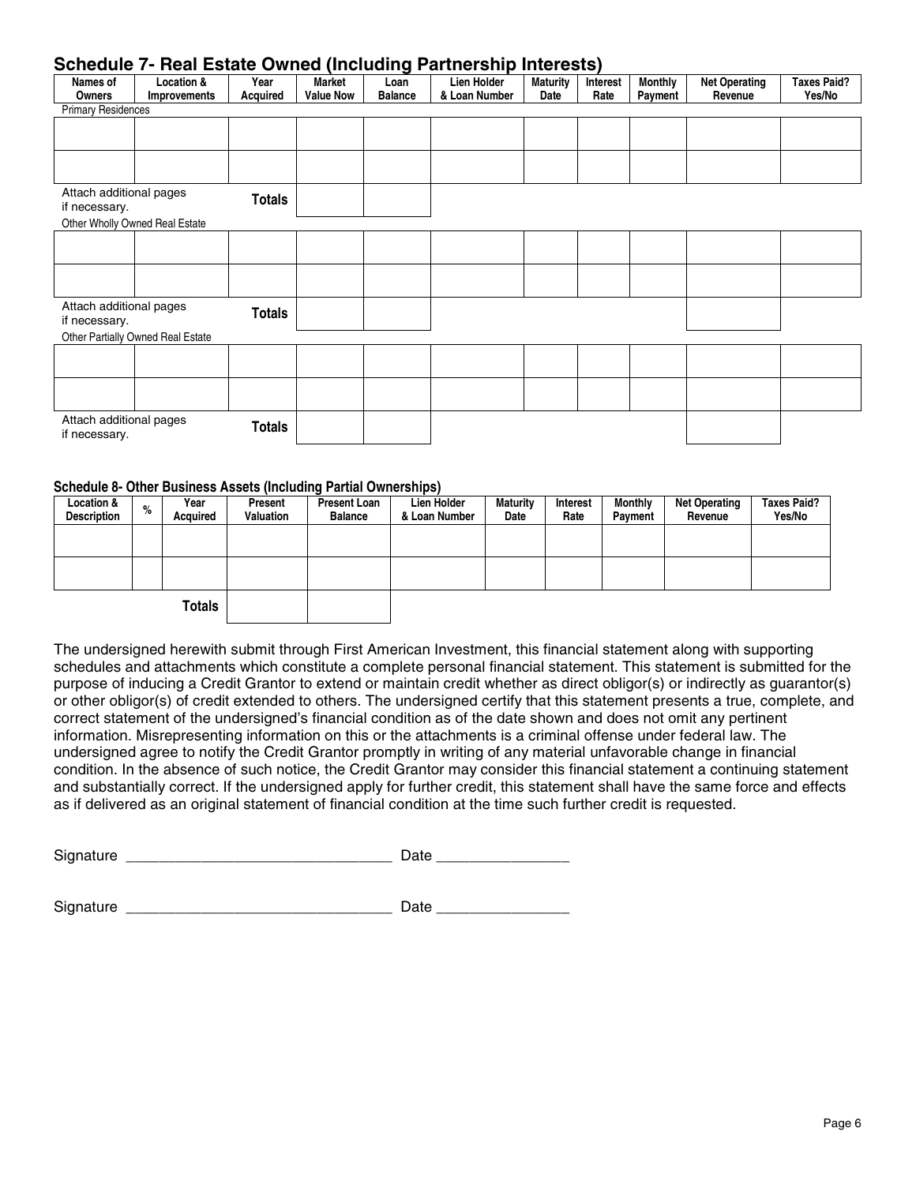## Schedule 7- Real Estate Owned (Including Partnership Interests)

| Names of Owners | Location & Improvements | Year Acquired | Market Value Now | Loan Balance | Lien Holder & Loan Number | Maturity Date | Interest Rate | Monthly Payment | Net Operating Revenue | Taxes Paid? Yes/No |
|---|---|---|---|---|---|---|---|---|---|---|
| Primary Residences | | | | | | | | | | |
| | | | | | | | | | | |
| | | | | | | | | | | |
| Attach additional pages if necessary. | | **Totals** | | | | | | | | |
| Other Wholly Owned Real Estate | | | | | | | | | | |
| | | | | | | | | | | |
| | | | | | | | | | | |
| Attach additional pages if necessary. | | **Totals** | | | | | | | | |
| Other Partially Owned Real Estate | | | | | | | | | | |
| | | | | | | | | | | |
| | | | | | | | | | | |
| Attach additional pages if necessary. | | **Totals** | | | | | | | | |

### Schedule 8- Other Business Assets (Including Partial Ownerships)

| Location & Description | % | Year Acquired | Present Valuation | Present Loan Balance | Lien Holder & Loan Number | Maturity Date | Interest Rate | Monthly Payment | Net Operating Revenue | Taxes Paid? Yes/No |
|---|---|---|---|---|---|---|---|---|---|---|
| | | | | | | | | | | |
| | | | | | | | | | | |
| | | **Totals** | | | | | | | | |

The undersigned herewith submit through First American Investment, this financial statement along with supporting schedules and attachments which constitute a complete personal financial statement. This statement is submitted for the purpose of inducing a Credit Grantor to extend or maintain credit whether as direct obligor(s) or indirectly as guarantor(s) or other obligor(s) of credit extended to others. The undersigned certify that this statement presents a true, complete, and correct statement of the undersigned's financial condition as of the date shown and does not omit any pertinent information. Misrepresenting information on this or the attachments is a criminal offense under federal law. The undersigned agree to notify the Credit Grantor promptly in writing of any material unfavorable change in financial condition. In the absence of such notice, the Credit Grantor may consider this financial statement a continuing statement and substantially correct. If the undersigned apply for further credit, this statement shall have the same force and effects as if delivered as an original statement of financial condition at the time such further credit is requested.

Signature ________________________________ Date ________________

Signature ________________________________ Date ________________